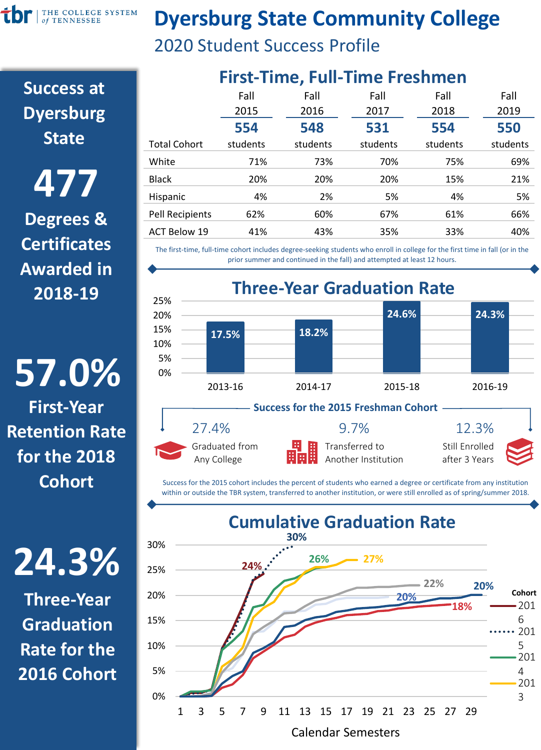# Dyersburg State Community College

## 2020 Student Success Profile

## Success at Dyersburg State

**477**

Degrees & Certificates Awarded in 2018-19

**57.0%**

First-Year Retention Rate for the 2018 Cohort

**24.3%**

Three-Year Graduation Rate for the 2016 Cohort

## First-Time, Full-Time Freshmen

| | Fall 2015 | Fall 2016 | Fall 2017 | Fall 2018 | Fall 2019 |
|---|---|---|---|---|---|
| Total Cohort | 554 students | 548 students | 531 students | 554 students | 550 students |
| White | 71% | 73% | 70% | 75% | 69% |
| Black | 20% | 20% | 20% | 15% | 21% |
| Hispanic | 4% | 2% | 5% | 4% | 5% |
| Pell Recipients | 62% | 60% | 67% | 61% | 66% |
| ACT Below 19 | 41% | 43% | 35% | 33% | 40% |

The first-time, full-time cohort includes degree-seeking students who enroll in college for the first time in fall (or in the prior summer and continued in the fall) and attempted at least 12 hours.

## Three-Year Graduation Rate

| Cohort | Rate |
|---|---|
| 2013-16 | 17.5% |
| 2014-17 | 18.2% |
| 2015-18 | 24.6% |
| 2016-19 | 24.3% |

### Success for the 2015 Freshman Cohort

- **27.4%** Graduated from Any College
- **9.7%** Transferred to Another Institution
- **12.3%** Still Enrolled after 3 Years

Success for the 2015 cohort includes the percent of students who earned a degree or certificate from any institution within or outside the TBR system, transferred to another institution, or were still enrolled as of spring/summer 2018.

## Cumulative Graduation Rate

Cohort: 2016 (24%), 2015 (30%), 2014 (26%), 2013 (27%); other cohorts: 22%, 20%, 20%, 18%

Calendar Semesters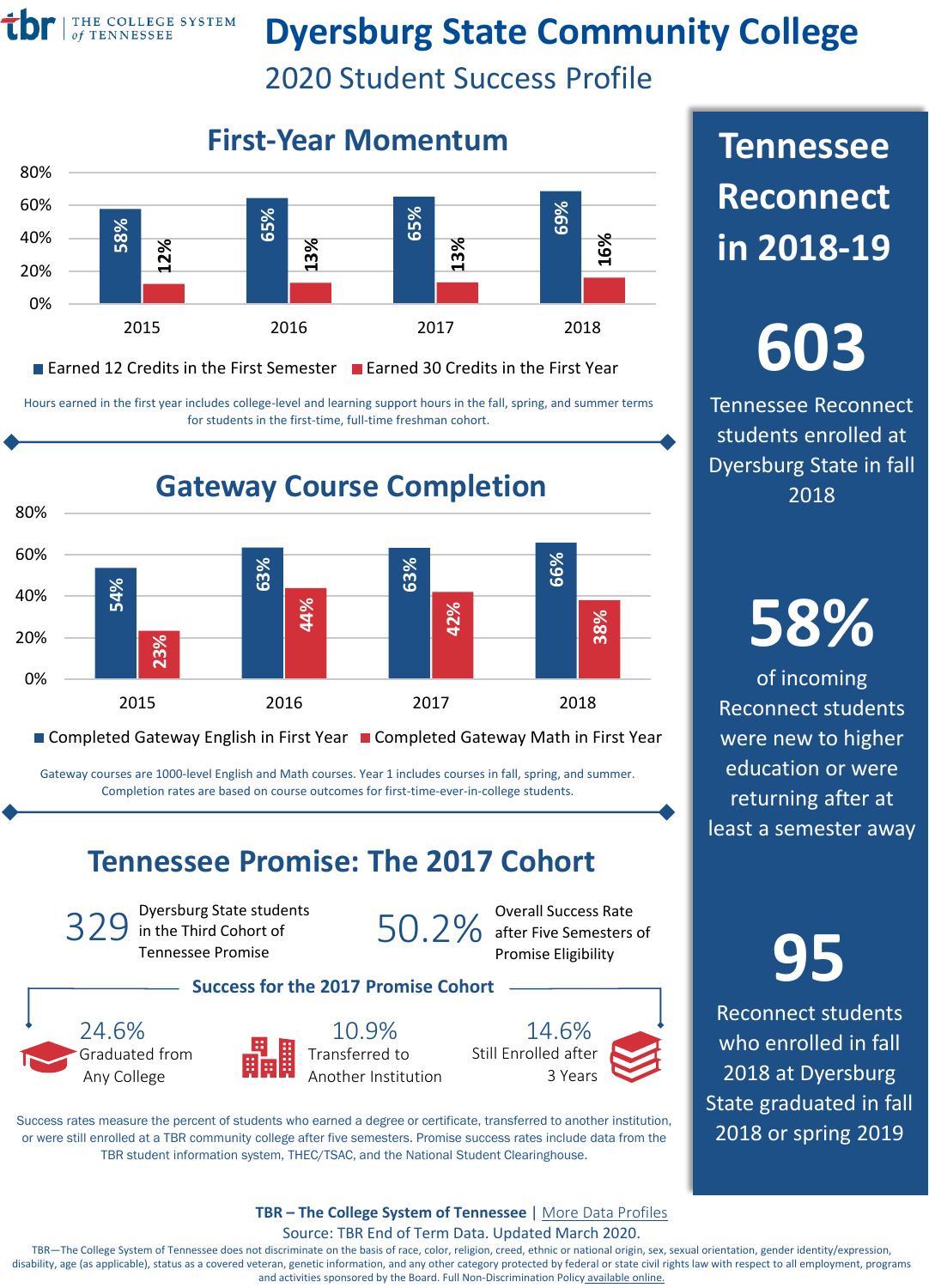THE COLLEGE SYSTEM of TENNESSEE

# Dyersburg State Community College

## 2020 Student Success Profile

## First-Year Momentum

80%
60%
40%
20%
0%

2015: 58%, 12%
2016: 65%, 13%
2017: 65%, 13%
2018: 69%, 16%

Earned 12 Credits in the First Semester
Earned 30 Credits in the First Year

Hours earned in the first year includes college-level and learning support hours in the fall, spring, and summer terms for students in the first-time, full-time freshman cohort.

## Gateway Course Completion

80%
60%
40%
20%
0%

2015: 54%, 23%
2016: 63%, 44%
2017: 63%, 42%
2018: 66%, 38%

Completed Gateway English in First Year
Completed Gateway Math in First Year

Gateway courses are 1000-level English and Math courses. Year 1 includes courses in fall, spring, and summer. Completion rates are based on course outcomes for first-time-ever-in-college students.

## Tennessee Promise: The 2017 Cohort

**329** Dyersburg State students in the Third Cohort of Tennessee Promise

**50.2%** Overall Success Rate after Five Semesters of Promise Eligibility

### Success for the 2017 Promise Cohort

**24.6%** Graduated from Any College

**10.9%** Transferred to Another Institution

**14.6%** Still Enrolled after 3 Years

Success rates measure the percent of students who earned a degree or certificate, transferred to another institution, or were still enrolled at a TBR community college after five semesters. Promise success rates include data from the TBR student information system, THEC/TSAC, and the National Student Clearinghouse.

## Tennessee Reconnect in 2018-19

**603**

Tennessee Reconnect students enrolled at Dyersburg State in fall 2018

**58%**

of incoming Reconnect students were new to higher education or were returning after at least a semester away

**95**

Reconnect students who enrolled in fall 2018 at Dyersburg State graduated in fall 2018 or spring 2019

**TBR – The College System of Tennessee** | More Data Profiles

Source: TBR End of Term Data. Updated March 2020.

TBR—The College System of Tennessee does not discriminate on the basis of race, color, religion, creed, ethnic or national origin, sex, sexual orientation, gender identity/expression, disability, age (as applicable), status as a covered veteran, genetic information, and any other category protected by federal or state civil rights law with respect to all employment, programs and activities sponsored by the Board. Full Non-Discrimination Policy available online.